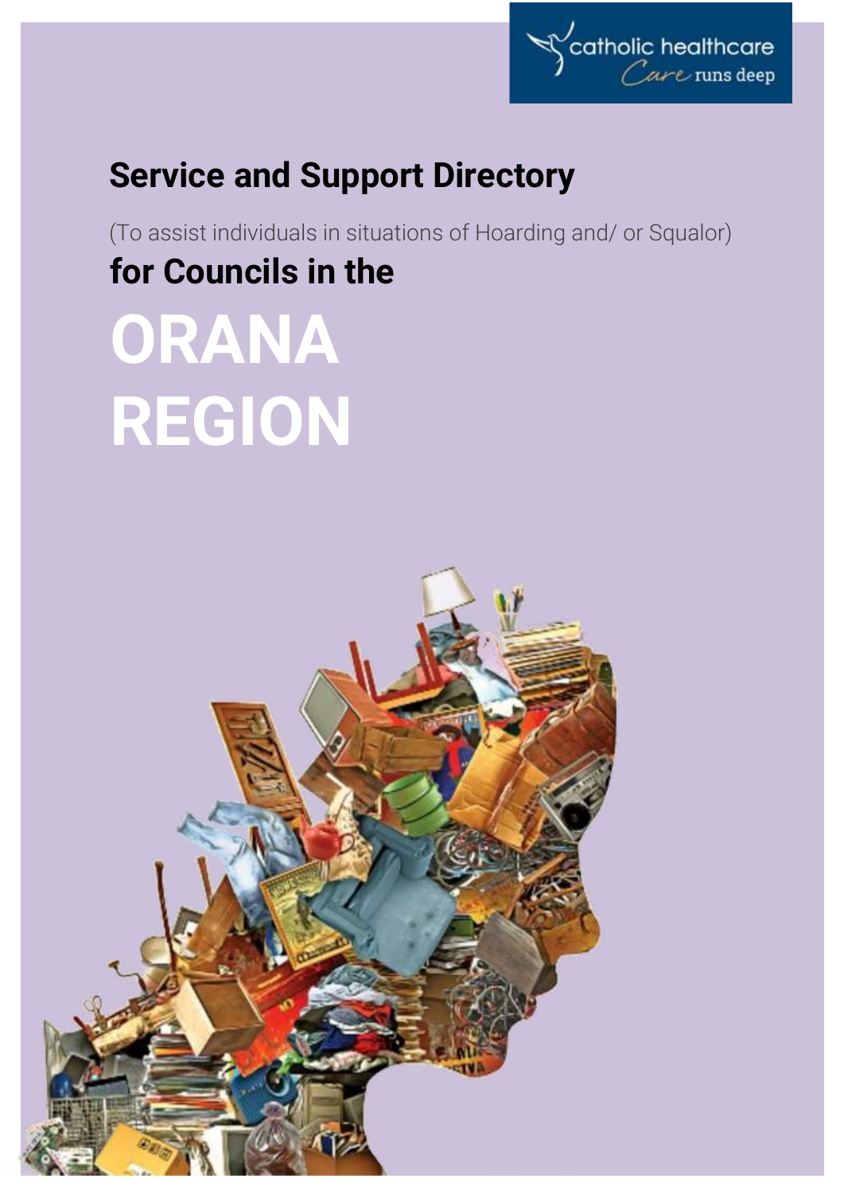catholic healthcare
*Care runs deep*

# Service and Support Directory

(To assist individuals in situations of Hoarding and/ or Squalor)

## for Councils in the

# ORANA REGION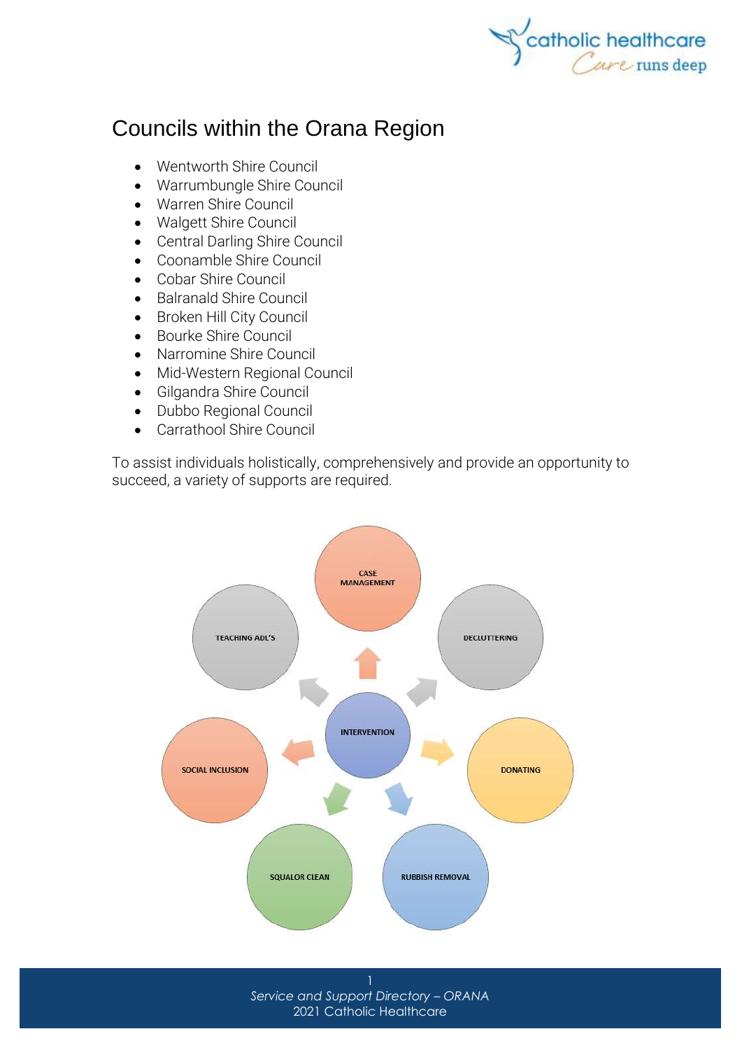# Councils within the Orana Region

- Wentworth Shire Council
- Warrumbungle Shire Council
- Warren Shire Council
- Walgett Shire Council
- Central Darling Shire Council
- Coonamble Shire Council
- Cobar Shire Council
- Balranald Shire Council
- Broken Hill City Council
- Bourke Shire Council
- Narromine Shire Council
- Mid-Western Regional Council
- Gilgandra Shire Council
- Dubbo Regional Council
- Carrathool Shire Council

To assist individuals holistically, comprehensively and provide an opportunity to succeed, a variety of supports are required.

INTERVENTION

CASE MANAGEMENT

DECLUTTERING

DONATING

RUBBISH REMOVAL

SQUALOR CLEAN

SOCIAL INCLUSION

TEACHING ADL'S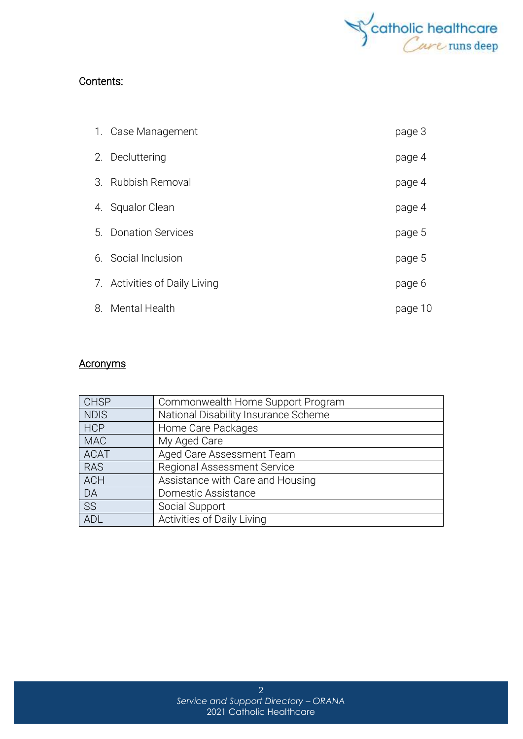## Contents:

1. Case Management page 3
2. Decluttering page 4
3. Rubbish Removal page 4
4. Squalor Clean page 4
5. Donation Services page 5
6. Social Inclusion page 5
7. Activities of Daily Living page 6
8. Mental Health page 10

## Acronyms

| | |
|---|---|
| CHSP | Commonwealth Home Support Program |
| NDIS | National Disability Insurance Scheme |
| HCP | Home Care Packages |
| MAC | My Aged Care |
| ACAT | Aged Care Assessment Team |
| RAS | Regional Assessment Service |
| ACH | Assistance with Care and Housing |
| DA | Domestic Assistance |
| SS | Social Support |
| ADL | Activities of Daily Living |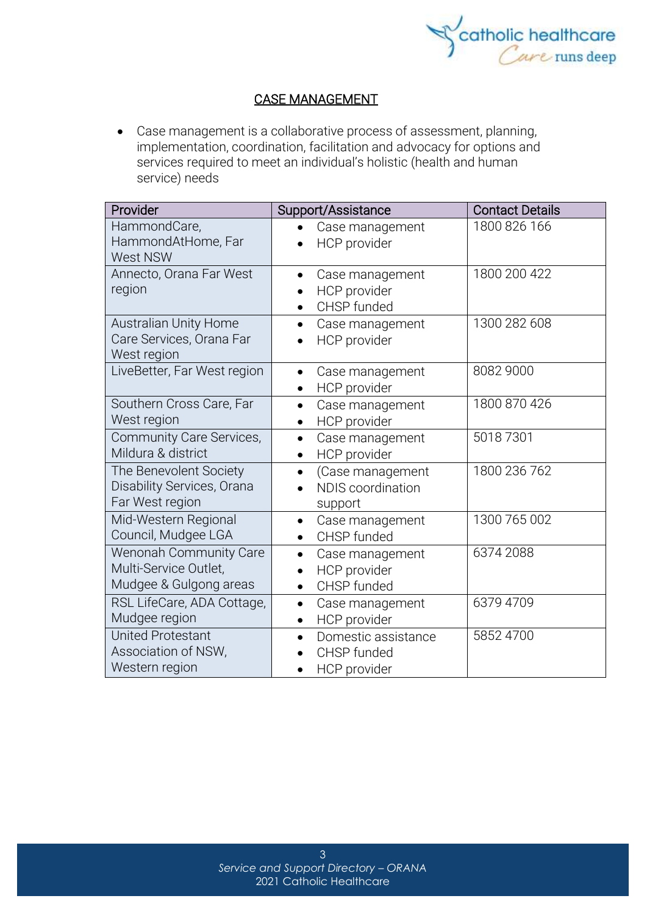## CASE MANAGEMENT

- Case management is a collaborative process of assessment, planning, implementation, coordination, facilitation and advocacy for options and services required to meet an individual's holistic (health and human service) needs

| Provider | Support/Assistance | Contact Details |
|---|---|---|
| HammondCare, HammondAtHome, Far West NSW | • Case management<br>• HCP provider | 1800 826 166 |
| Annecto, Orana Far West region | • Case management<br>• HCP provider<br>• CHSP funded | 1800 200 422 |
| Australian Unity Home Care Services, Orana Far West region | • Case management<br>• HCP provider | 1300 282 608 |
| LiveBetter, Far West region | • Case management<br>• HCP provider | 8082 9000 |
| Southern Cross Care, Far West region | • Case management<br>• HCP provider | 1800 870 426 |
| Community Care Services, Mildura & district | • Case management<br>• HCP provider | 5018 7301 |
| The Benevolent Society Disability Services, Orana Far West region | • (Case management<br>• NDIS coordination support | 1800 236 762 |
| Mid-Western Regional Council, Mudgee LGA | • Case management<br>• CHSP funded | 1300 765 002 |
| Wenonah Community Care Multi-Service Outlet, Mudgee & Gulgong areas | • Case management<br>• HCP provider<br>• CHSP funded | 6374 2088 |
| RSL LifeCare, ADA Cottage, Mudgee region | • Case management<br>• HCP provider | 6379 4709 |
| United Protestant Association of NSW, Western region | • Domestic assistance<br>• CHSP funded<br>• HCP provider | 5852 4700 |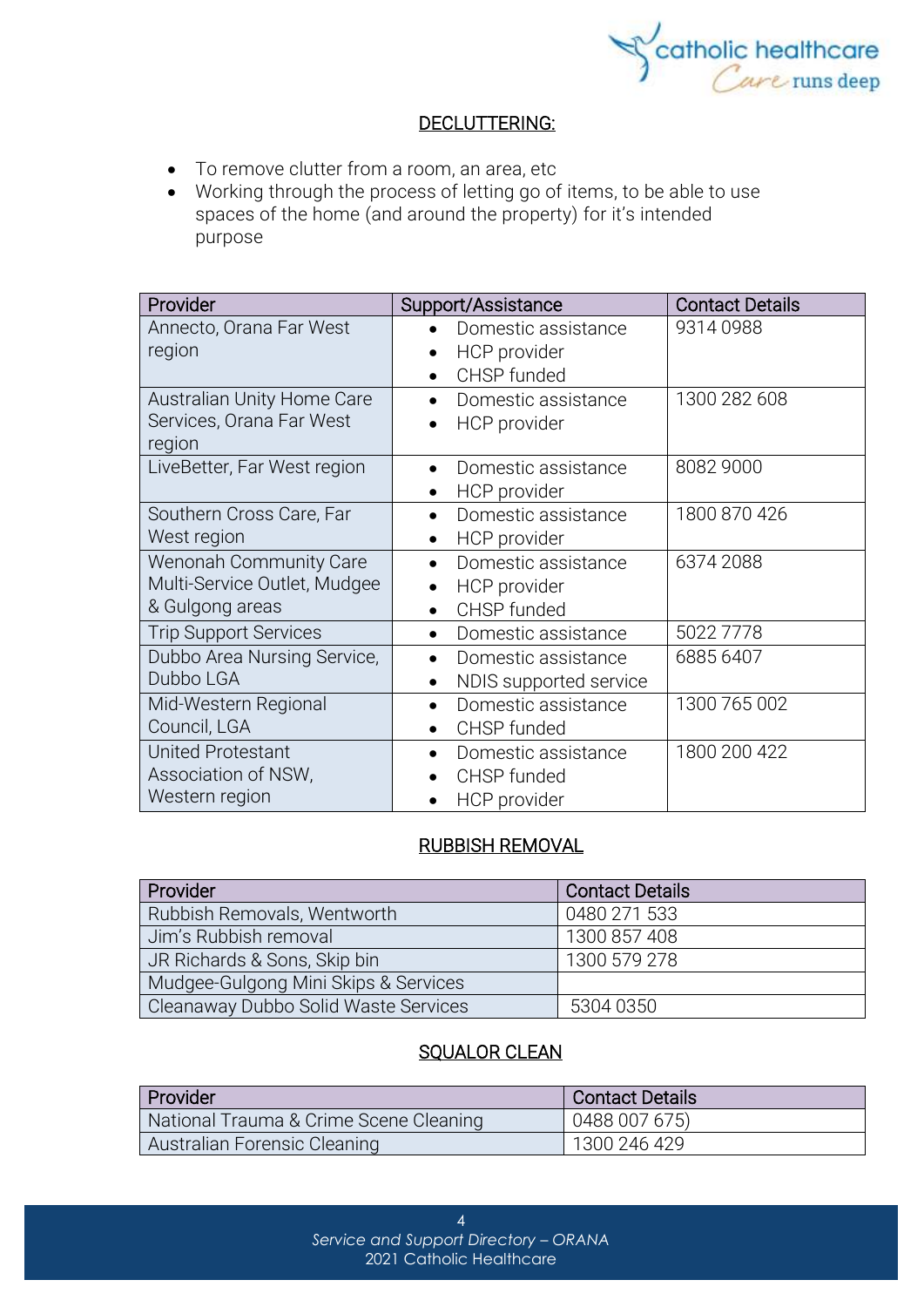## DECLUTTERING:

- To remove clutter from a room, an area, etc
- Working through the process of letting go of items, to be able to use spaces of the home (and around the property) for it's intended purpose

| Provider | Support/Assistance | Contact Details |
|---|---|---|
| Annecto, Orana Far West region | • Domestic assistance<br>• HCP provider<br>• CHSP funded | 9314 0988 |
| Australian Unity Home Care Services, Orana Far West region | • Domestic assistance<br>• HCP provider | 1300 282 608 |
| LiveBetter, Far West region | • Domestic assistance<br>• HCP provider | 8082 9000 |
| Southern Cross Care, Far West region | • Domestic assistance<br>• HCP provider | 1800 870 426 |
| Wenonah Community Care Multi-Service Outlet, Mudgee & Gulgong areas | • Domestic assistance<br>• HCP provider<br>• CHSP funded | 6374 2088 |
| Trip Support Services | • Domestic assistance | 5022 7778 |
| Dubbo Area Nursing Service, Dubbo LGA | • Domestic assistance<br>• NDIS supported service | 6885 6407 |
| Mid-Western Regional Council, LGA | • Domestic assistance<br>• CHSP funded | 1300 765 002 |
| United Protestant Association of NSW, Western region | • Domestic assistance<br>• CHSP funded<br>• HCP provider | 1800 200 422 |

## RUBBISH REMOVAL

| Provider | Contact Details |
|---|---|
| Rubbish Removals, Wentworth | 0480 271 533 |
| Jim's Rubbish removal | 1300 857 408 |
| JR Richards & Sons, Skip bin | 1300 579 278 |
| Mudgee-Gulgong Mini Skips & Services | |
| Cleanaway Dubbo Solid Waste Services | 5304 0350 |

## SQUALOR CLEAN

| Provider | Contact Details |
|---|---|
| National Trauma & Crime Scene Cleaning | 0488 007 675) |
| Australian Forensic Cleaning | 1300 246 429 |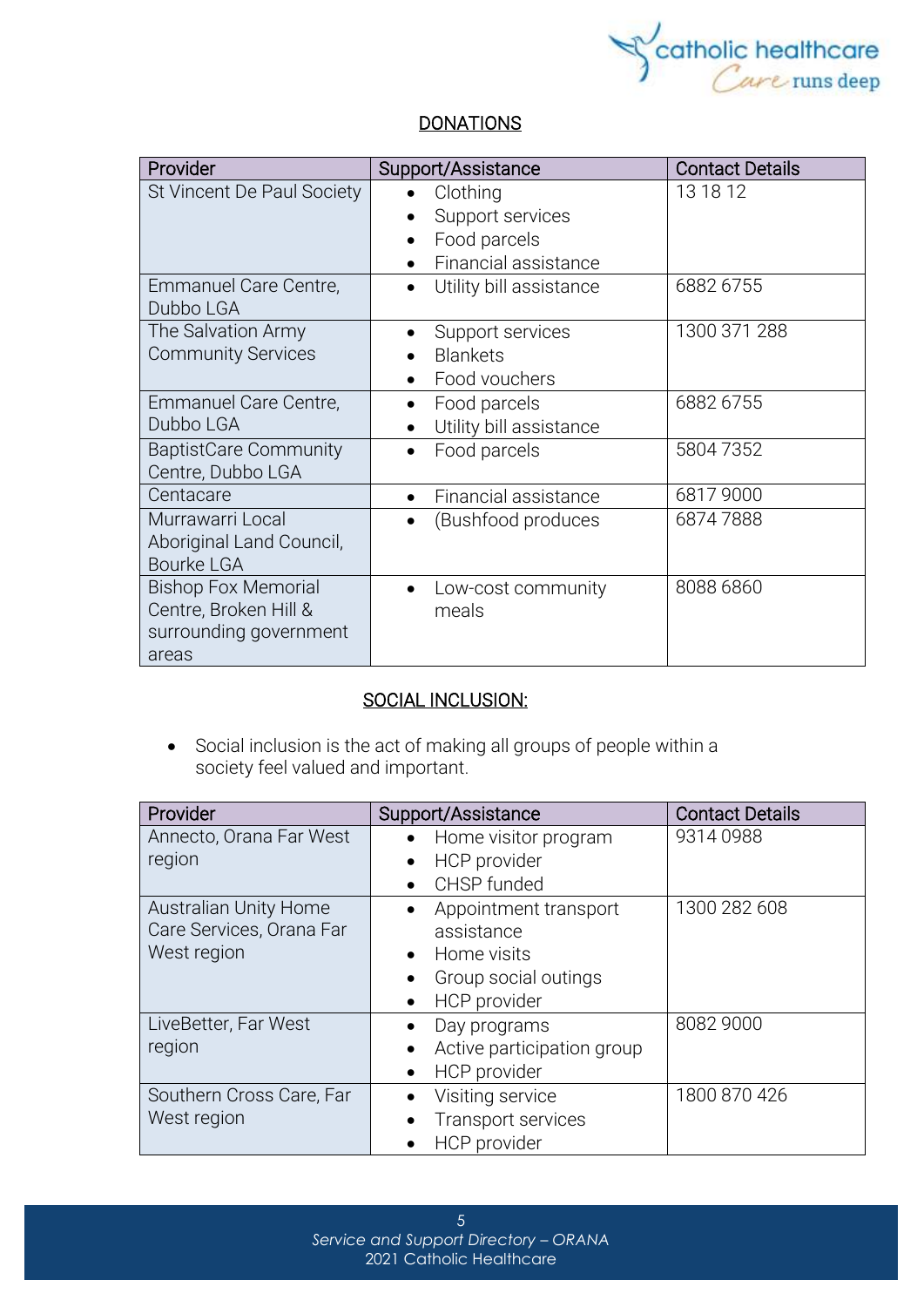## DONATIONS

| Provider | Support/Assistance | Contact Details |
| --- | --- | --- |
| St Vincent De Paul Society | • Clothing<br>• Support services<br>• Food parcels<br>• Financial assistance | 13 18 12 |
| Emmanuel Care Centre, Dubbo LGA | • Utility bill assistance | 6882 6755 |
| The Salvation Army Community Services | • Support services<br>• Blankets<br>• Food vouchers | 1300 371 288 |
| Emmanuel Care Centre, Dubbo LGA | • Food parcels<br>• Utility bill assistance | 6882 6755 |
| BaptistCare Community Centre, Dubbo LGA | • Food parcels | 5804 7352 |
| Centacare | • Financial assistance | 6817 9000 |
| Murrawarri Local Aboriginal Land Council, Bourke LGA | • (Bushfood produces | 6874 7888 |
| Bishop Fox Memorial Centre, Broken Hill & surrounding government areas | • Low-cost community meals | 8088 6860 |

## SOCIAL INCLUSION:

- Social inclusion is the act of making all groups of people within a society feel valued and important.

| Provider | Support/Assistance | Contact Details |
| --- | --- | --- |
| Annecto, Orana Far West region | • Home visitor program<br>• HCP provider<br>• CHSP funded | 9314 0988 |
| Australian Unity Home Care Services, Orana Far West region | • Appointment transport assistance<br>• Home visits<br>• Group social outings<br>• HCP provider | 1300 282 608 |
| LiveBetter, Far West region | • Day programs<br>• Active participation group<br>• HCP provider | 8082 9000 |
| Southern Cross Care, Far West region | • Visiting service<br>• Transport services<br>• HCP provider | 1800 870 426 |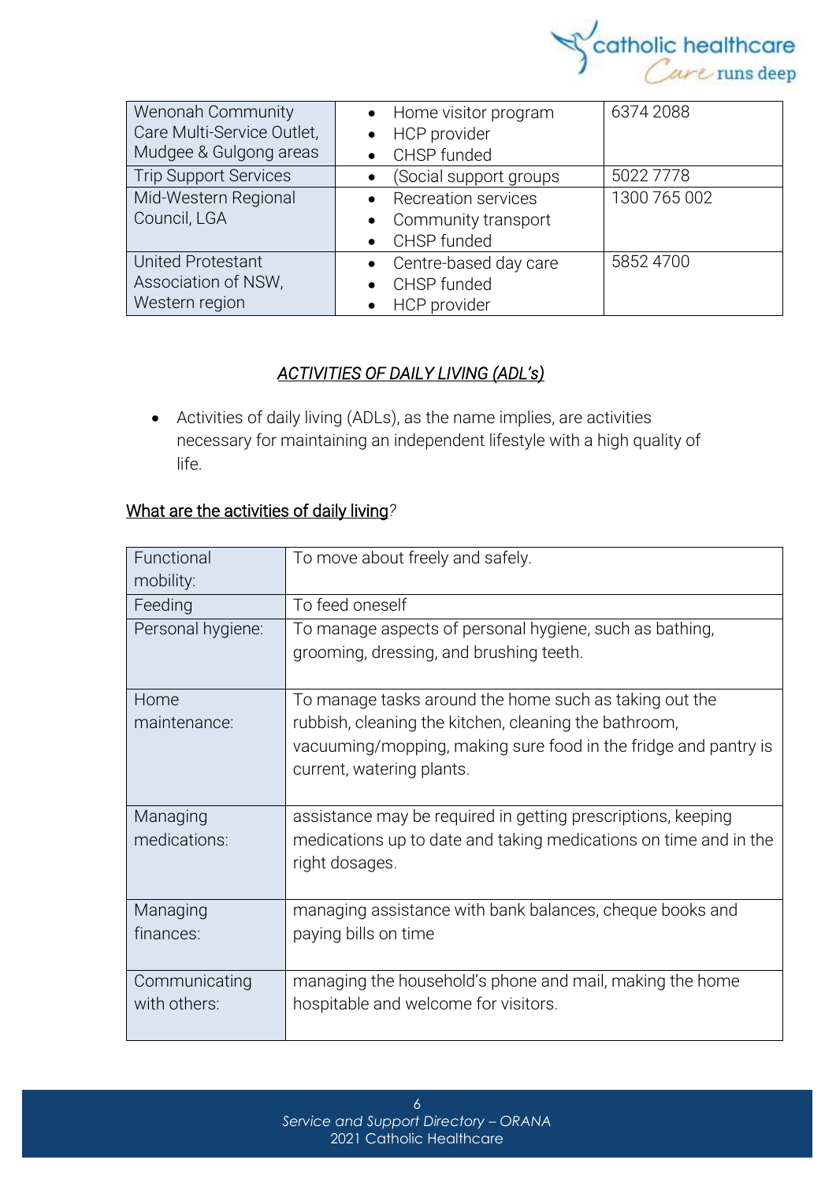| | | |
|---|---|---|
| Wenonah Community Care Multi-Service Outlet, Mudgee & Gulgong areas | • Home visitor program<br>• HCP provider<br>• CHSP funded | 6374 2088 |
| Trip Support Services | • (Social support groups | 5022 7778 |
| Mid-Western Regional Council, LGA | • Recreation services<br>• Community transport<br>• CHSP funded | 1300 765 002 |
| United Protestant Association of NSW, Western region | • Centre-based day care<br>• CHSP funded<br>• HCP provider | 5852 4700 |

## *ACTIVITIES OF DAILY LIVING (ADL's)*

- Activities of daily living (ADLs), as the name implies, are activities necessary for maintaining an independent lifestyle with a high quality of life.

### What are the activities of daily living?

| | |
|---|---|
| Functional mobility: | To move about freely and safely. |
| Feeding | To feed oneself |
| Personal hygiene: | To manage aspects of personal hygiene, such as bathing, grooming, dressing, and brushing teeth. |
| Home maintenance: | To manage tasks around the home such as taking out the rubbish, cleaning the kitchen, cleaning the bathroom, vacuuming/mopping, making sure food in the fridge and pantry is current, watering plants. |
| Managing medications: | assistance may be required in getting prescriptions, keeping medications up to date and taking medications on time and in the right dosages. |
| Managing finances: | managing assistance with bank balances, cheque books and paying bills on time |
| Communicating with others: | managing the household's phone and mail, making the home hospitable and welcome for visitors. |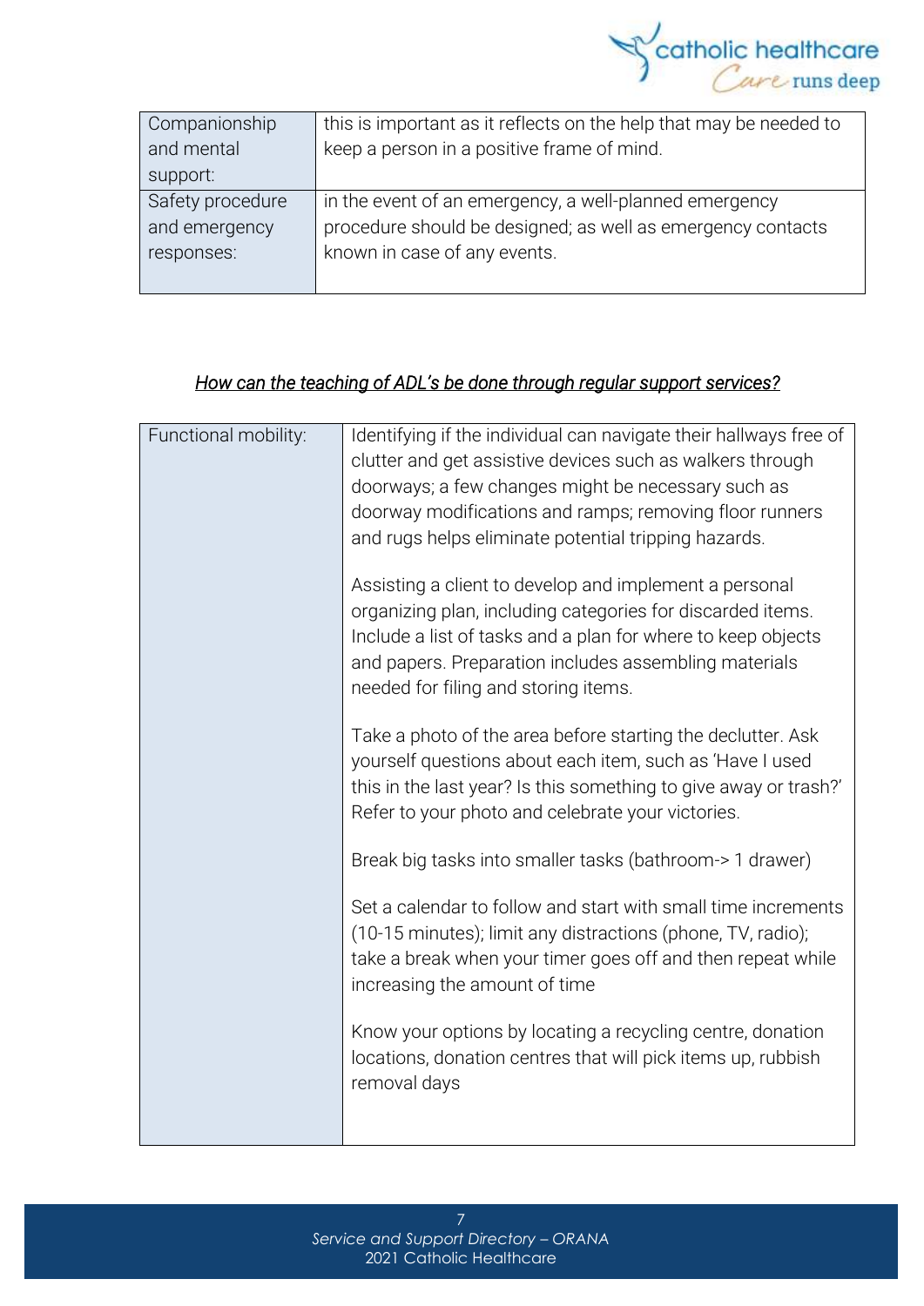| Companionship and mental support: | this is important as it reflects on the help that may be needed to keep a person in a positive frame of mind. |
|---|---|
| Safety procedure and emergency responses: | in the event of an emergency, a well-planned emergency procedure should be designed; as well as emergency contacts known in case of any events. |

## *How can the teaching of ADL's be done through regular support services?*

| Functional mobility: | Identifying if the individual can navigate their hallways free of clutter and get assistive devices such as walkers through doorways; a few changes might be necessary such as doorway modifications and ramps; removing floor runners and rugs helps eliminate potential tripping hazards.<br><br>Assisting a client to develop and implement a personal organizing plan, including categories for discarded items. Include a list of tasks and a plan for where to keep objects and papers. Preparation includes assembling materials needed for filing and storing items.<br><br>Take a photo of the area before starting the declutter. Ask yourself questions about each item, such as 'Have I used this in the last year? Is this something to give away or trash?' Refer to your photo and celebrate your victories.<br><br>Break big tasks into smaller tasks (bathroom-> 1 drawer)<br><br>Set a calendar to follow and start with small time increments (10-15 minutes); limit any distractions (phone, TV, radio); take a break when your timer goes off and then repeat while increasing the amount of time<br><br>Know your options by locating a recycling centre, donation locations, donation centres that will pick items up, rubbish removal days |
|---|---|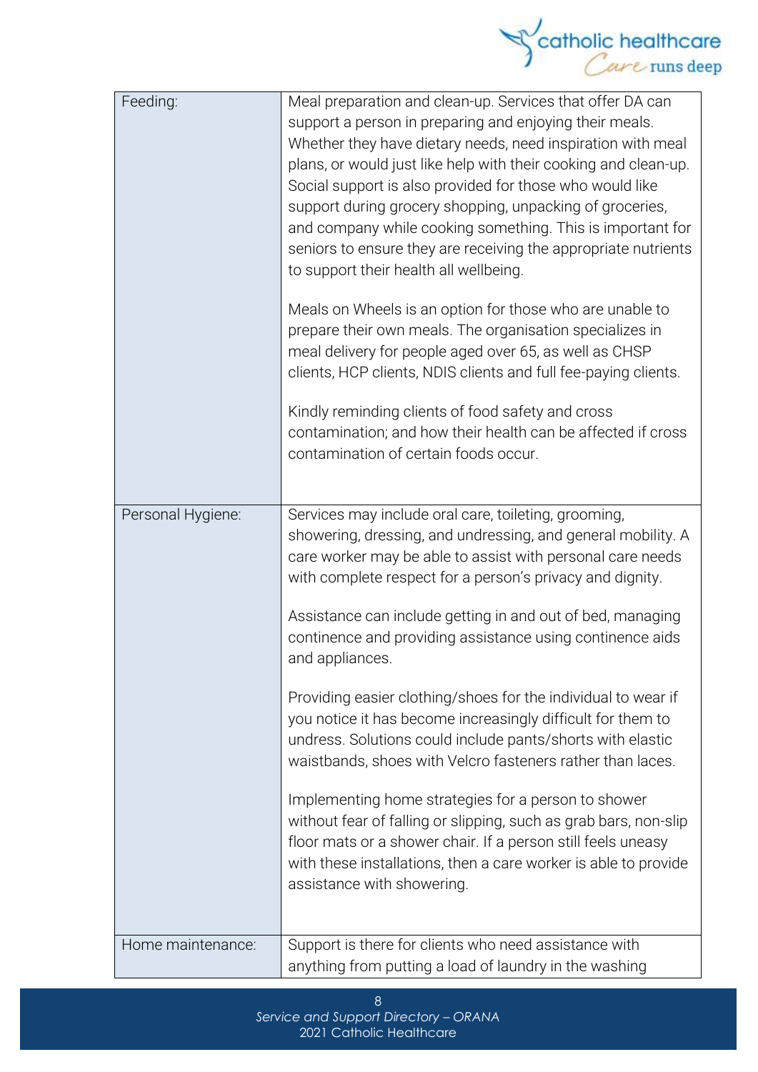| | |
|---|---|
| Feeding: | Meal preparation and clean-up. Services that offer DA can support a person in preparing and enjoying their meals. Whether they have dietary needs, need inspiration with meal plans, or would just like help with their cooking and clean-up. Social support is also provided for those who would like support during grocery shopping, unpacking of groceries, and company while cooking something. This is important for seniors to ensure they are receiving the appropriate nutrients to support their health all wellbeing.<br><br>Meals on Wheels is an option for those who are unable to prepare their own meals. The organisation specializes in meal delivery for people aged over 65, as well as CHSP clients, HCP clients, NDIS clients and full fee-paying clients.<br><br>Kindly reminding clients of food safety and cross contamination; and how their health can be affected if cross contamination of certain foods occur. |
| Personal Hygiene: | Services may include oral care, toileting, grooming, showering, dressing, and undressing, and general mobility. A care worker may be able to assist with personal care needs with complete respect for a person's privacy and dignity.<br><br>Assistance can include getting in and out of bed, managing continence and providing assistance using continence aids and appliances.<br><br>Providing easier clothing/shoes for the individual to wear if you notice it has become increasingly difficult for them to undress. Solutions could include pants/shorts with elastic waistbands, shoes with Velcro fasteners rather than laces.<br><br>Implementing home strategies for a person to shower without fear of falling or slipping, such as grab bars, non-slip floor mats or a shower chair. If a person still feels uneasy with these installations, then a care worker is able to provide assistance with showering. |
| Home maintenance: | Support is there for clients who need assistance with anything from putting a load of laundry in the washing |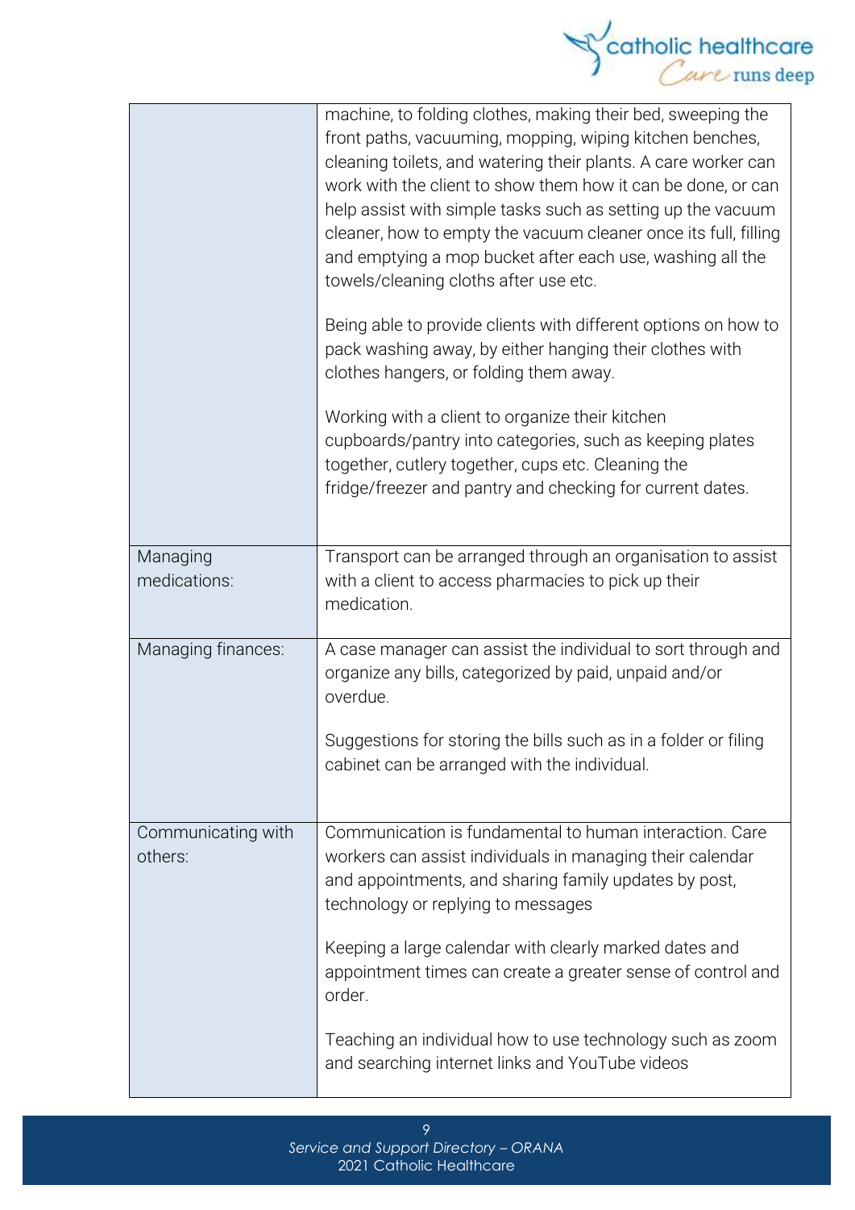| | |
|---|---|
| | machine, to folding clothes, making their bed, sweeping the front paths, vacuuming, mopping, wiping kitchen benches, cleaning toilets, and watering their plants. A care worker can work with the client to show them how it can be done, or can help assist with simple tasks such as setting up the vacuum cleaner, how to empty the vacuum cleaner once its full, filling and emptying a mop bucket after each use, washing all the towels/cleaning cloths after use etc.<br><br>Being able to provide clients with different options on how to pack washing away, by either hanging their clothes with clothes hangers, or folding them away.<br><br>Working with a client to organize their kitchen cupboards/pantry into categories, such as keeping plates together, cutlery together, cups etc. Cleaning the fridge/freezer and pantry and checking for current dates. |
| Managing medications: | Transport can be arranged through an organisation to assist with a client to access pharmacies to pick up their medication. |
| Managing finances: | A case manager can assist the individual to sort through and organize any bills, categorized by paid, unpaid and/or overdue.<br><br>Suggestions for storing the bills such as in a folder or filing cabinet can be arranged with the individual. |
| Communicating with others: | Communication is fundamental to human interaction. Care workers can assist individuals in managing their calendar and appointments, and sharing family updates by post, technology or replying to messages<br><br>Keeping a large calendar with clearly marked dates and appointment times can create a greater sense of control and order.<br><br>Teaching an individual how to use technology such as zoom and searching internet links and YouTube videos |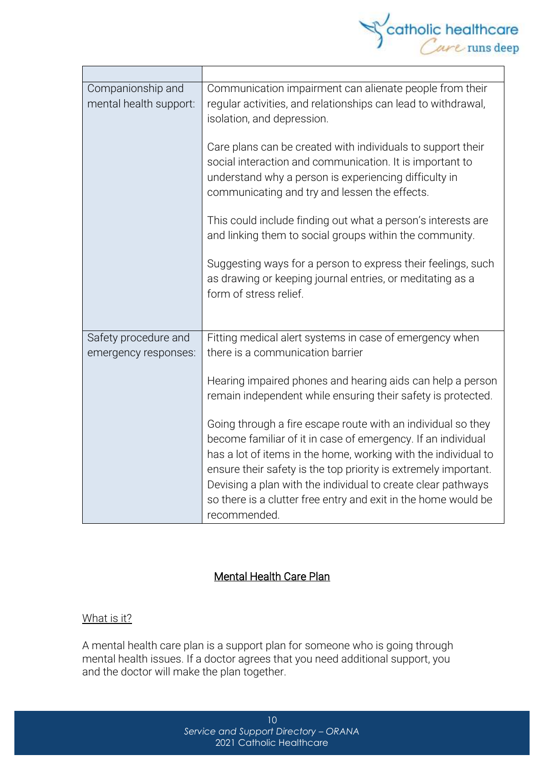| | |
|---|---|
| Companionship and mental health support: | Communication impairment can alienate people from their regular activities, and relationships can lead to withdrawal, isolation, and depression.<br><br>Care plans can be created with individuals to support their social interaction and communication. It is important to understand why a person is experiencing difficulty in communicating and try and lessen the effects.<br><br>This could include finding out what a person's interests are and linking them to social groups within the community.<br><br>Suggesting ways for a person to express their feelings, such as drawing or keeping journal entries, or meditating as a form of stress relief. |
| Safety procedure and emergency responses: | Fitting medical alert systems in case of emergency when there is a communication barrier<br><br>Hearing impaired phones and hearing aids can help a person remain independent while ensuring their safety is protected.<br><br>Going through a fire escape route with an individual so they become familiar of it in case of emergency. If an individual has a lot of items in the home, working with the individual to ensure their safety is the top priority is extremely important. Devising a plan with the individual to create clear pathways so there is a clutter free entry and exit in the home would be recommended. |

## Mental Health Care Plan

### What is it?

A mental health care plan is a support plan for someone who is going through mental health issues. If a doctor agrees that you need additional support, you and the doctor will make the plan together.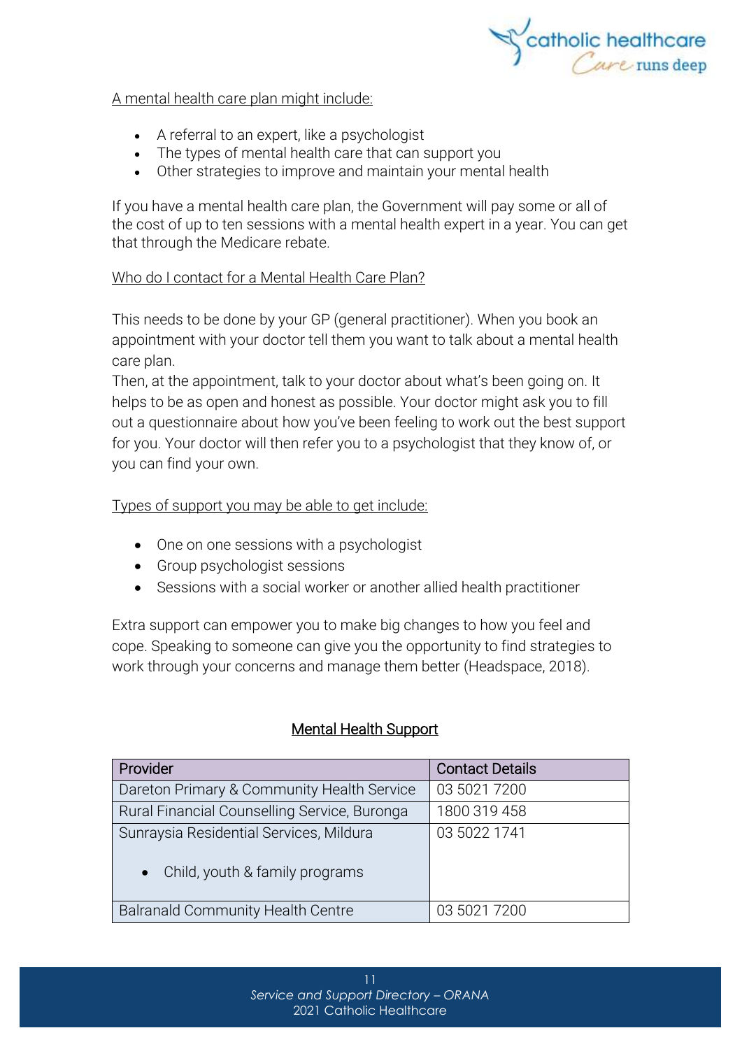A mental health care plan might include:

- A referral to an expert, like a psychologist
- The types of mental health care that can support you
- Other strategies to improve and maintain your mental health

If you have a mental health care plan, the Government will pay some or all of the cost of up to ten sessions with a mental health expert in a year. You can get that through the Medicare rebate.

Who do I contact for a Mental Health Care Plan?

This needs to be done by your GP (general practitioner). When you book an appointment with your doctor tell them you want to talk about a mental health care plan.
Then, at the appointment, talk to your doctor about what's been going on. It helps to be as open and honest as possible. Your doctor might ask you to fill out a questionnaire about how you've been feeling to work out the best support for you. Your doctor will then refer you to a psychologist that they know of, or you can find your own.

Types of support you may be able to get include:

- One on one sessions with a psychologist
- Group psychologist sessions
- Sessions with a social worker or another allied health practitioner

Extra support can empower you to make big changes to how you feel and cope. Speaking to someone can give you the opportunity to find strategies to work through your concerns and manage them better (Headspace, 2018).

## Mental Health Support

| Provider | Contact Details |
|---|---|
| Dareton Primary & Community Health Service | 03 5021 7200 |
| Rural Financial Counselling Service, Buronga | 1800 319 458 |
| Sunraysia Residential Services, Mildura<br>• Child, youth & family programs | 03 5022 1741 |
| Balranald Community Health Centre | 03 5021 7200 |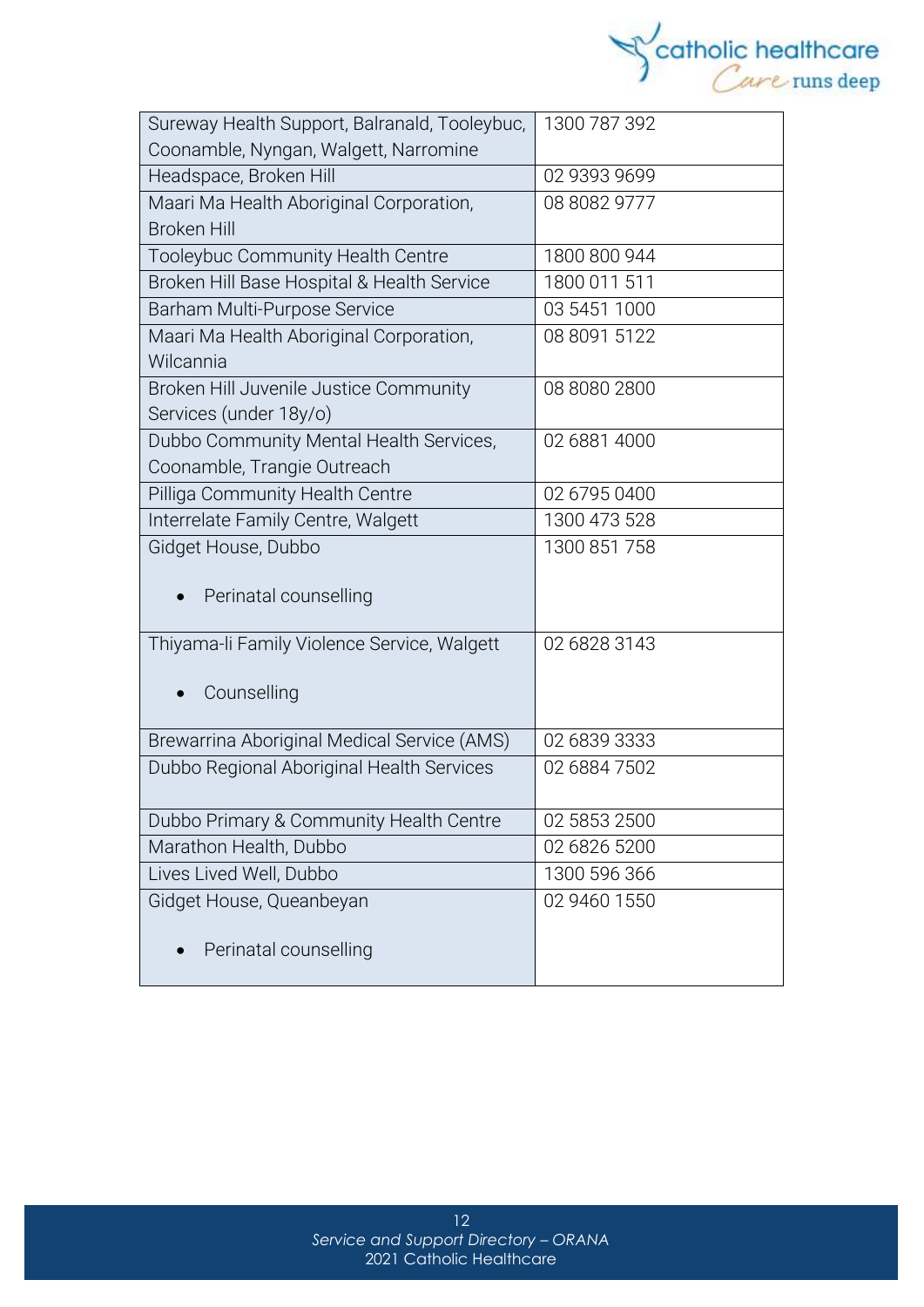| | |
|---|---|
| Sureway Health Support, Balranald, Tooleybuc, Coonamble, Nyngan, Walgett, Narromine | 1300 787 392 |
| Headspace, Broken Hill | 02 9393 9699 |
| Maari Ma Health Aboriginal Corporation, Broken Hill | 08 8082 9777 |
| Tooleybuc Community Health Centre | 1800 800 944 |
| Broken Hill Base Hospital & Health Service | 1800 011 511 |
| Barham Multi-Purpose Service | 03 5451 1000 |
| Maari Ma Health Aboriginal Corporation, Wilcannia | 08 8091 5122 |
| Broken Hill Juvenile Justice Community Services (under 18y/o) | 08 8080 2800 |
| Dubbo Community Mental Health Services, Coonamble, Trangie Outreach | 02 6881 4000 |
| Pilliga Community Health Centre | 02 6795 0400 |
| Interrelate Family Centre, Walgett | 1300 473 528 |
| Gidget House, Dubbo<br>• Perinatal counselling | 1300 851 758 |
| Thiyama-li Family Violence Service, Walgett<br>• Counselling | 02 6828 3143 |
| Brewarrina Aboriginal Medical Service (AMS) | 02 6839 3333 |
| Dubbo Regional Aboriginal Health Services | 02 6884 7502 |
| Dubbo Primary & Community Health Centre | 02 5853 2500 |
| Marathon Health, Dubbo | 02 6826 5200 |
| Lives Lived Well, Dubbo | 1300 596 366 |
| Gidget House, Queanbeyan<br>• Perinatal counselling | 02 9460 1550 |